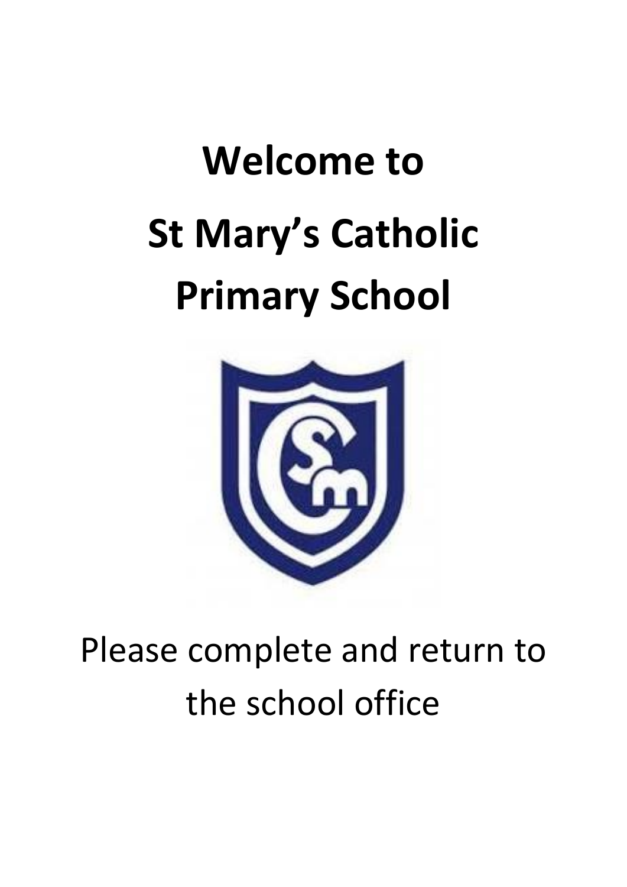# Welcome to St Mary's Catholic Primary School

Please complete and return to the school office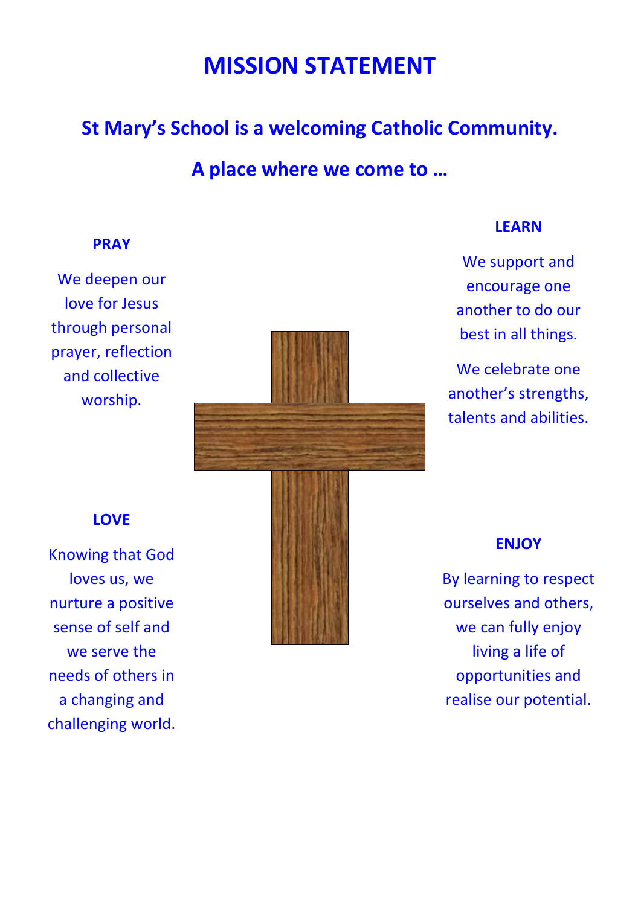# MISSION STATEMENT

## St Mary's School is a welcoming Catholic Community.

## A place where we come to …

### PRAY

We deepen our love for Jesus through personal prayer, reflection and collective worship.

### LEARN

We support and encourage one another to do our best in all things.

We celebrate one another's strengths, talents and abilities.

### LOVE

Knowing that God loves us, we nurture a positive sense of self and we serve the needs of others in a changing and challenging world.

### ENJOY

By learning to respect ourselves and others, we can fully enjoy living a life of opportunities and realise our potential.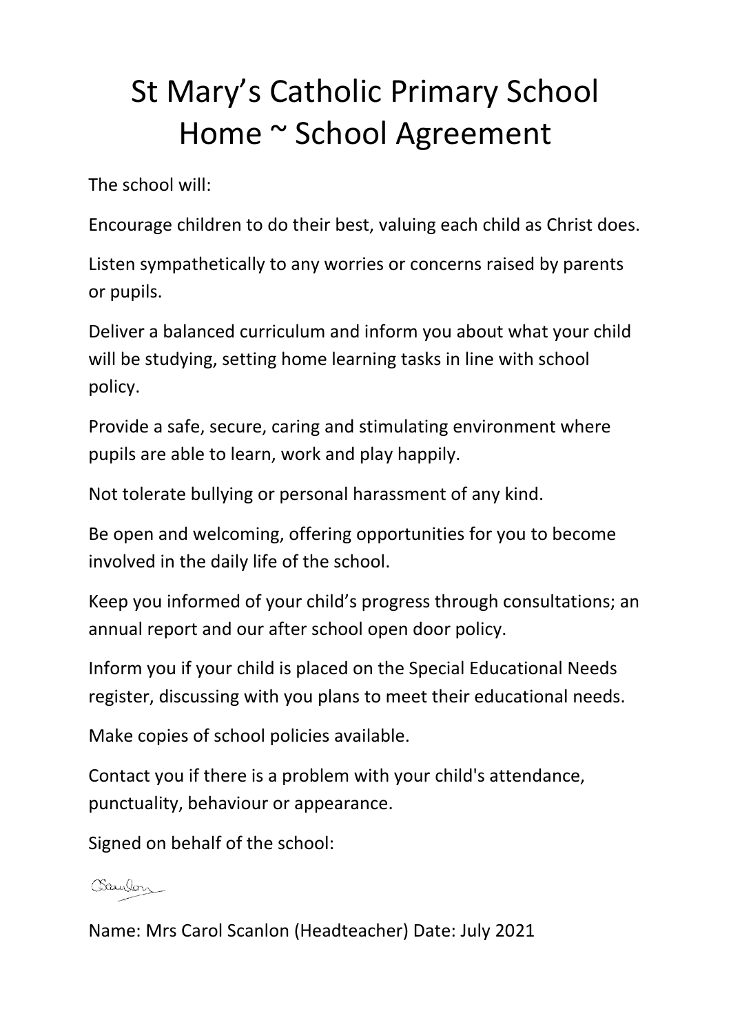# St Mary's Catholic Primary School Home ~ School Agreement

The school will:

Encourage children to do their best, valuing each child as Christ does.

Listen sympathetically to any worries or concerns raised by parents or pupils.

Deliver a balanced curriculum and inform you about what your child will be studying, setting home learning tasks in line with school policy.

Provide a safe, secure, caring and stimulating environment where pupils are able to learn, work and play happily.

Not tolerate bullying or personal harassment of any kind.

Be open and welcoming, offering opportunities for you to become involved in the daily life of the school.

Keep you informed of your child's progress through consultations; an annual report and our after school open door policy.

Inform you if your child is placed on the Special Educational Needs register, discussing with you plans to meet their educational needs.

Make copies of school policies available.

Contact you if there is a problem with your child's attendance, punctuality, behaviour or appearance.

Signed on behalf of the school:

CScanlon

Name: Mrs Carol Scanlon (Headteacher) Date: July 2021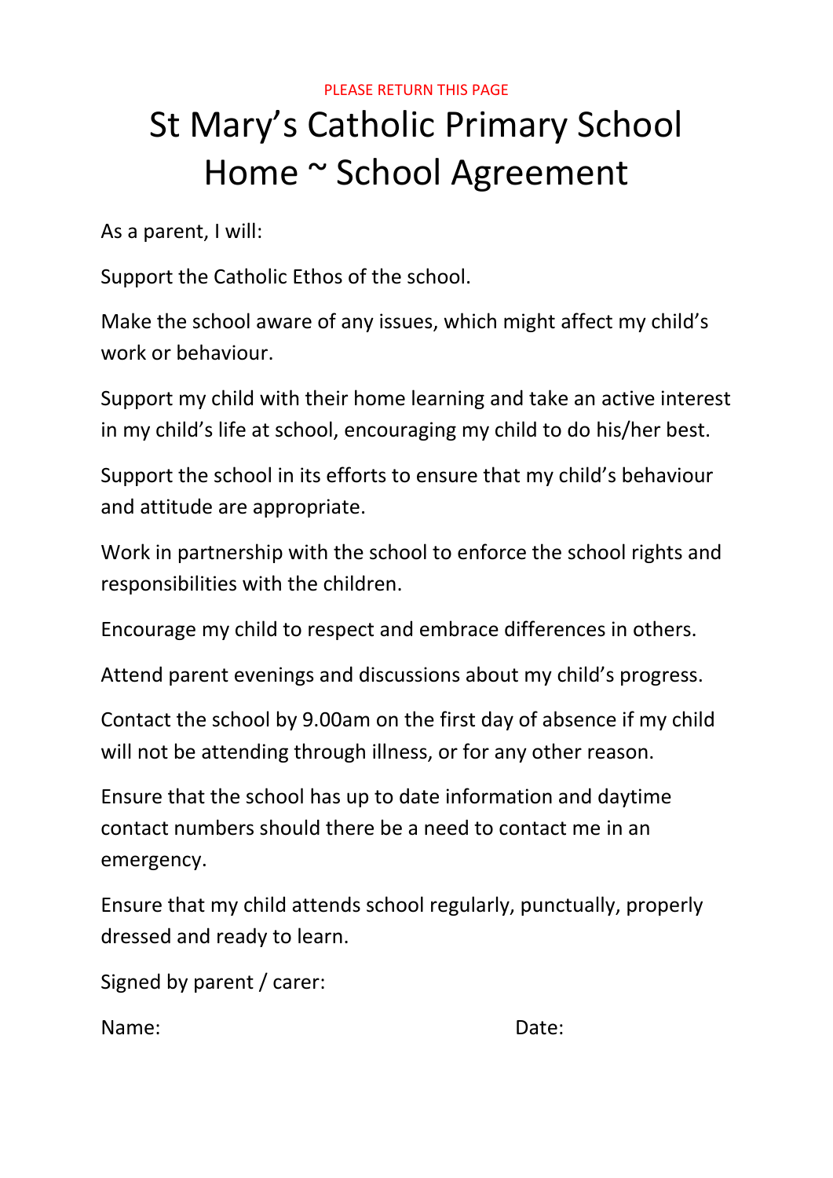PLEASE RETURN THIS PAGE

# St Mary's Catholic Primary School
# Home ~ School Agreement

As a parent, I will:

Support the Catholic Ethos of the school.

Make the school aware of any issues, which might affect my child's work or behaviour.

Support my child with their home learning and take an active interest in my child's life at school, encouraging my child to do his/her best.

Support the school in its efforts to ensure that my child's behaviour and attitude are appropriate.

Work in partnership with the school to enforce the school rights and responsibilities with the children.

Encourage my child to respect and embrace differences in others.

Attend parent evenings and discussions about my child's progress.

Contact the school by 9.00am on the first day of absence if my child will not be attending through illness, or for any other reason.

Ensure that the school has up to date information and daytime contact numbers should there be a need to contact me in an emergency.

Ensure that my child attends school regularly, punctually, properly dressed and ready to learn.

Signed by parent / carer:

Name: Date: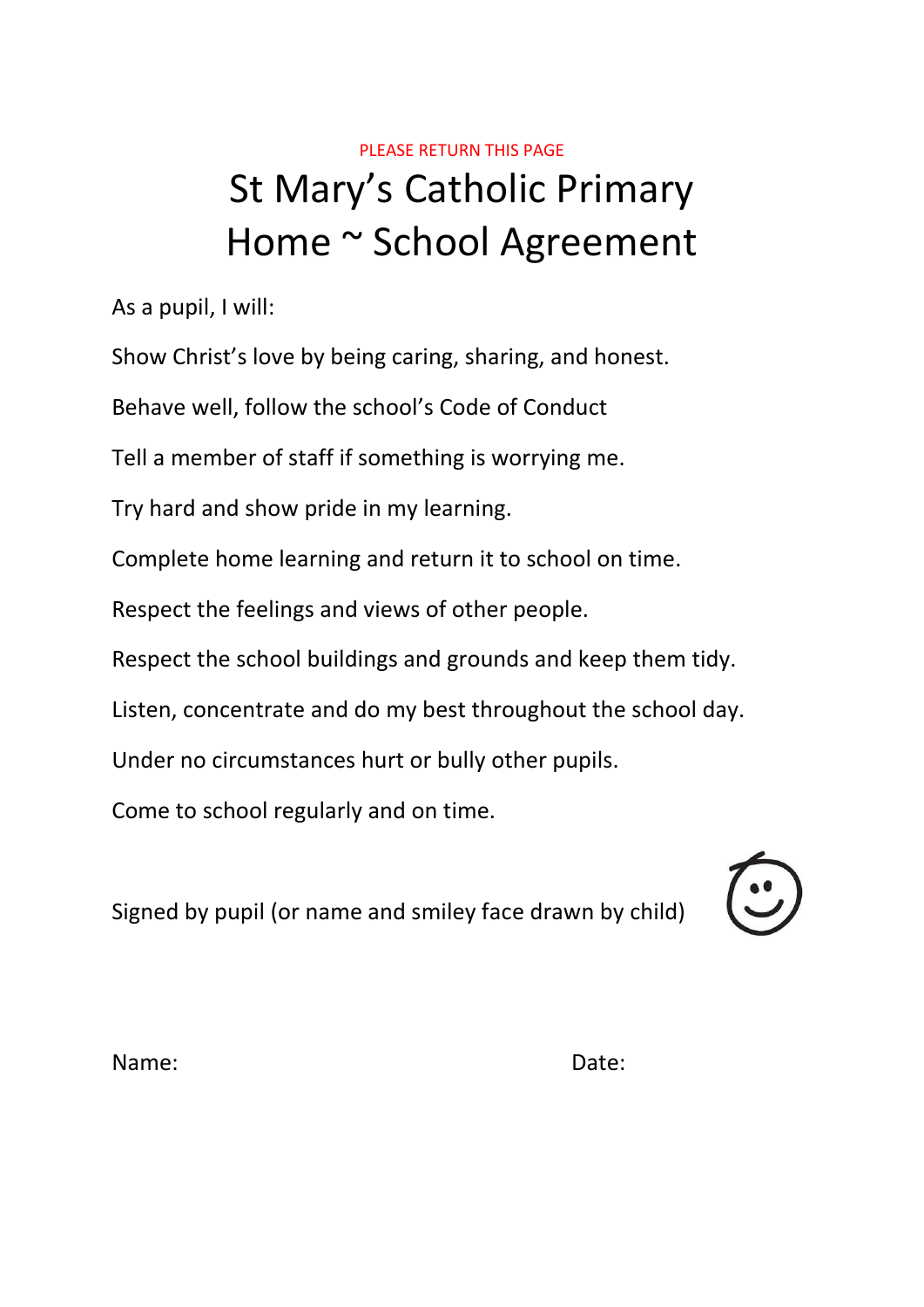PLEASE RETURN THIS PAGE

# St Mary's Catholic Primary
# Home ~ School Agreement

As a pupil, I will:

Show Christ's love by being caring, sharing, and honest.

Behave well, follow the school's Code of Conduct

Tell a member of staff if something is worrying me.

Try hard and show pride in my learning.

Complete home learning and return it to school on time.

Respect the feelings and views of other people.

Respect the school buildings and grounds and keep them tidy.

Listen, concentrate and do my best throughout the school day.

Under no circumstances hurt or bully other pupils.

Come to school regularly and on time.

Signed by pupil (or name and smiley face drawn by child)

Name: Date: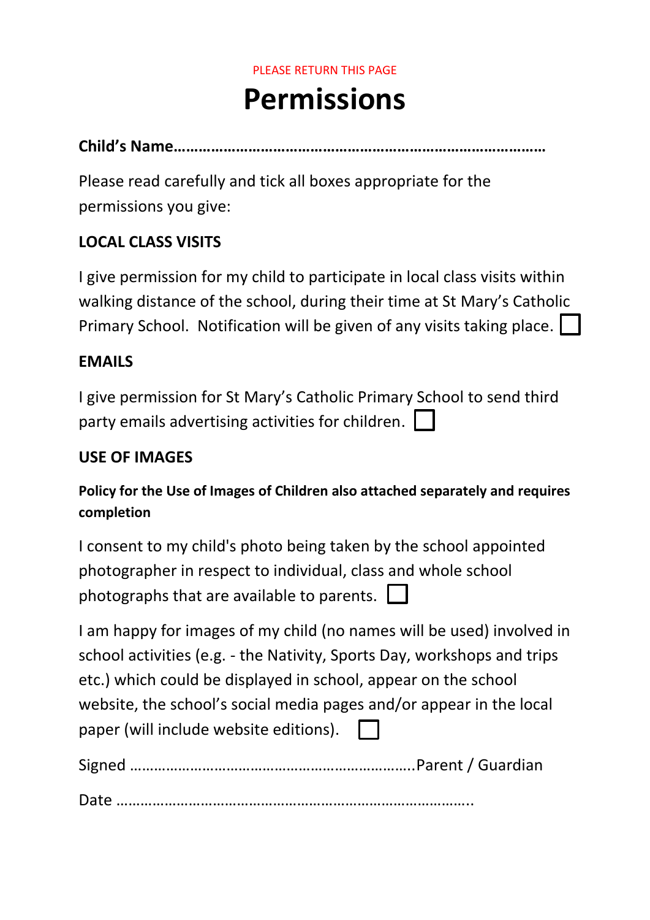PLEASE RETURN THIS PAGE

# Permissions

**Child's Name………………………………………………………………………………**

Please read carefully and tick all boxes appropriate for the permissions you give:

**LOCAL CLASS VISITS**

I give permission for my child to participate in local class visits within walking distance of the school, during their time at St Mary's Catholic Primary School. Notification will be given of any visits taking place. ☐

**EMAILS**

I give permission for St Mary's Catholic Primary School to send third party emails advertising activities for children. ☐

**USE OF IMAGES**

**Policy for the Use of Images of Children also attached separately and requires completion**

I consent to my child's photo being taken by the school appointed photographer in respect to individual, class and whole school photographs that are available to parents. ☐

I am happy for images of my child (no names will be used) involved in school activities (e.g. - the Nativity, Sports Day, workshops and trips etc.) which could be displayed in school, appear on the school website, the school's social media pages and/or appear in the local paper (will include website editions). ☐

Signed ………………………………………………………………..Parent / Guardian

Date …………………………………………………………………………………..